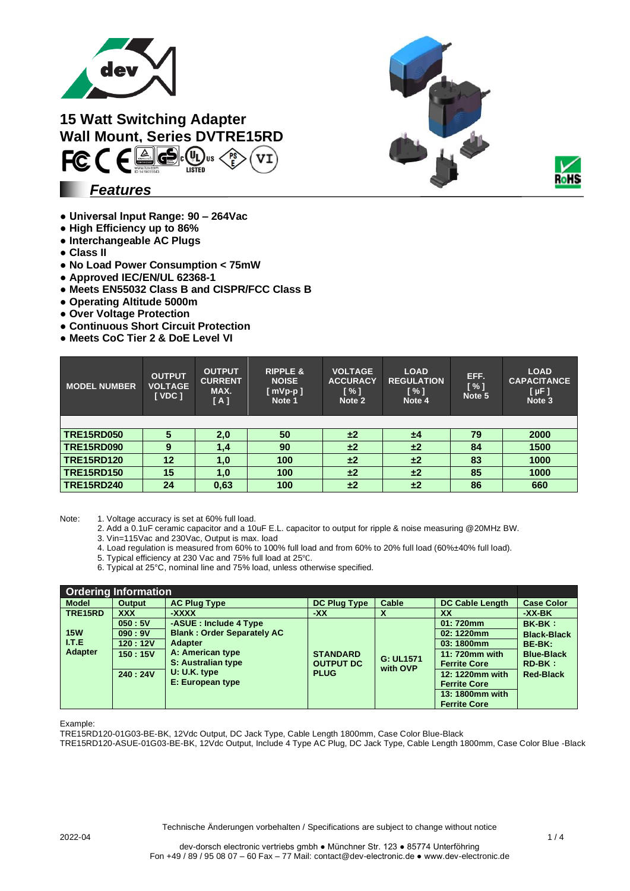# 15 Watt Switching Adapter Wall Mount, Series DVTRE15RD

## *Features*

- Universal Input Range: 90 – 264Vac
- High Efficiency up to 86%
- Interchangeable AC Plugs
- Class II
- No Load Power Consumption < 75mW
- Approved IEC/EN/UL 62368-1
- Meets EN55032 Class B and CISPR/FCC Class B
- Operating Altitude 5000m
- Over Voltage Protection
- Continuous Short Circuit Protection
- Meets CoC Tier 2 & DoE Level VI

| MODEL NUMBER | OUTPUT VOLTAGE [ VDC ] | OUTPUT CURRENT MAX. [ A ] | RIPPLE & NOISE [ mVp-p ] Note 1 | VOLTAGE ACCURACY [ % ] Note 2 | LOAD REGULATION [ % ] Note 4 | EFF. [ % ] Note 5 | LOAD CAPACITANCE [ µF ] Note 3 |
|---|---|---|---|---|---|---|---|
| TRE15RD050 | 5 | 2,0 | 50 | ±2 | ±4 | 79 | 2000 |
| TRE15RD090 | 9 | 1,4 | 90 | ±2 | ±2 | 84 | 1500 |
| TRE15RD120 | 12 | 1,0 | 100 | ±2 | ±2 | 83 | 1000 |
| TRE15RD150 | 15 | 1,0 | 100 | ±2 | ±2 | 85 | 1000 |
| TRE15RD240 | 24 | 0,63 | 100 | ±2 | ±2 | 86 | 660 |

Note:
1. Voltage accuracy is set at 60% full load.
2. Add a 0.1uF ceramic capacitor and a 10uF E.L. capacitor to output for ripple & noise measuring @20MHz BW.
3. Vin=115Vac and 230Vac, Output is max. load
4. Load regulation is measured from 60% to 100% full load and from 60% to 20% full load (60%±40% full load).
5. Typical efficiency at 230 Vac and 75% full load at 25℃.
6. Typical at 25°C, nominal line and 75% load, unless otherwise specified.

## Ordering Information

| Model | Output | AC Plug Type | DC Plug Type | Cable | DC Cable Length | Case Color |
|---|---|---|---|---|---|---|
| TRE15RD | XXX | -XXXX | -XX | X | XX | -XX-BK |
| 15W I.T.E Adapter | 050 : 5V<br>090 : 9V<br>120 : 12V<br>150 : 15V<br>240 : 24V | -ASUE : Include 4 Type<br>Blank : Order Separately AC Adapter<br>A: American type<br>S: Australian type<br>U: U.K. type<br>E: European type | STANDARD OUTPUT DC PLUG | G: UL1571 with OVP | 01: 720mm<br>02: 1220mm<br>03: 1800mm<br>11: 720mm with Ferrite Core<br>12: 1220mm with Ferrite Core<br>13: 1800mm with Ferrite Core | BK-BK : Black-Black<br>BE-BK: Blue-Black<br>RD-BK : Red-Black |

Example:
TRE15RD120-01G03-BE-BK, 12Vdc Output, DC Jack Type, Cable Length 1800mm, Case Color Blue-Black
TRE15RD120-ASUE-01G03-BE-BK, 12Vdc Output, Include 4 Type AC Plug, DC Jack Type, Cable Length 1800mm, Case Color Blue -Black

Technische Änderungen vorbehalten / Specifications are subject to change without notice

2022-04

dev-dorsch electronic vertriebs gmbh ● Münchner Str. 123 ● 85774 Unterföhring
Fon +49 / 89 / 95 08 07 – 60 Fax – 77 Mail: contact@dev-electronic.de ● www.dev-electronic.de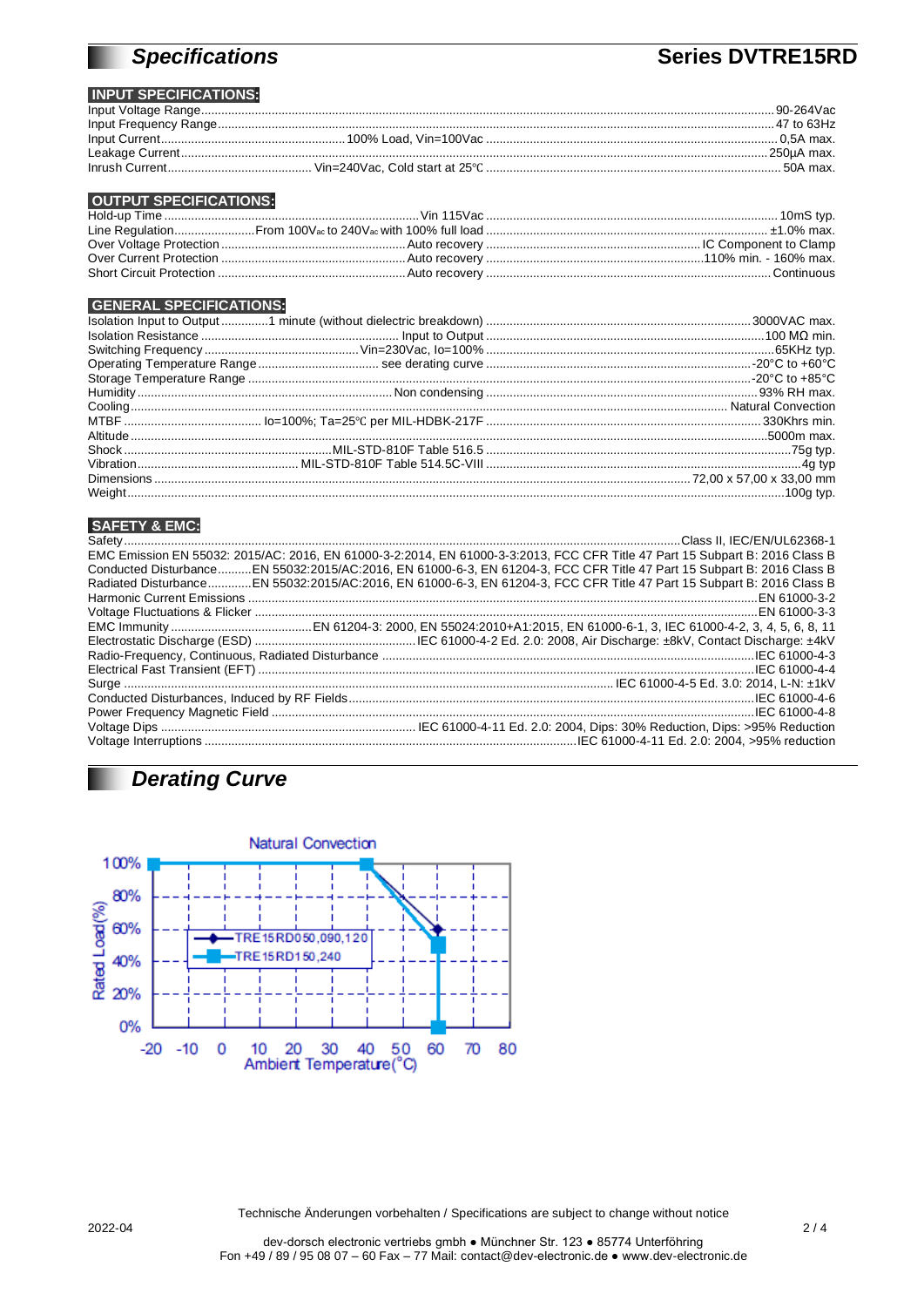# *Specifications* Series DVTRE15RD

## INPUT SPECIFICATIONS:

| Parameter | Condition | Value |
|---|---|---|
| Input Voltage Range | | 90-264Vac |
| Input Frequency Range | | 47 to 63Hz |
| Input Current | 100% Load, Vin=100Vac | 0,5A max. |
| Leakage Current | | 250µA max. |
| Inrush Current | Vin=240Vac, Cold start at 25℃ | 50A max. |

## OUTPUT SPECIFICATIONS:

| Parameter | Condition | Value |
|---|---|---|
| Hold-up Time | Vin 115Vac | 10mS typ. |
| Line Regulation | From 100Vac to 240Vac with 100% full load | ±1.0% max. |
| Over Voltage Protection | Auto recovery | IC Component to Clamp |
| Over Current Protection | Auto recovery | 110% min. - 160% max. |
| Short Circuit Protection | Auto recovery | Continuous |

## GENERAL SPECIFICATIONS:

| Parameter | Condition | Value |
|---|---|---|
| Isolation Input to Output | 1 minute (without dielectric breakdown) | 3000VAC max. |
| Isolation Resistance | Input to Output | 100 MΩ min. |
| Switching Frequency | Vin=230Vac, Io=100% | 65KHz typ. |
| Operating Temperature Range | see derating curve | -20°C to +60°C |
| Storage Temperature Range | | -20°C to +85°C |
| Humidity | Non condensing | 93% RH max. |
| Cooling | | Natural Convection |
| MTBF | Io=100%; Ta=25℃ per MIL-HDBK-217F | 330Khrs min. |
| Altitude | | 5000m max. |
| Shock | MIL-STD-810F Table 516.5 | 75g typ. |
| Vibration | MIL-STD-810F Table 514.5C-VIII | 4g typ |
| Dimensions | | 72,00 x 57,00 x 33,00 mm |
| Weight | | 100g typ. |

## SAFETY & EMC:

| Parameter | Value |
|---|---|
| Safety | Class II, IEC/EN/UL62368-1 |
| EMC Emission | EN 55032: 2015/AC: 2016, EN 61000-3-2:2014, EN 61000-3-3:2013, FCC CFR Title 47 Part 15 Subpart B: 2016 Class B |
| Conducted Disturbance | EN 55032:2015/AC:2016, EN 61000-6-3, EN 61204-3, FCC CFR Title 47 Part 15 Subpart B: 2016 Class B |
| Radiated Disturbance | EN 55032:2015/AC:2016, EN 61000-6-3, EN 61204-3, FCC CFR Title 47 Part 15 Subpart B: 2016 Class B |
| Harmonic Current Emissions | EN 61000-3-2 |
| Voltage Fluctuations & Flicker | EN 61000-3-3 |
| EMC Immunity | EN 61204-3: 2000, EN 55024:2010+A1:2015, EN 61000-6-1, 3, IEC 61000-4-2, 3, 4, 5, 6, 8, 11 |
| Electrostatic Discharge (ESD) | IEC 61000-4-2 Ed. 2.0: 2008, Air Discharge: ±8kV, Contact Discharge: ±4kV |
| Radio-Frequency, Continuous, Radiated Disturbance | IEC 61000-4-3 |
| Electrical Fast Transient (EFT) | IEC 61000-4-4 |
| Surge | IEC 61000-4-5 Ed. 3.0: 2014, L-N: ±1kV |
| Conducted Disturbances, Induced by RF Fields | IEC 61000-4-6 |
| Power Frequency Magnetic Field | IEC 61000-4-8 |
| Voltage Dips | IEC 61000-4-11 Ed. 2.0: 2004, Dips: 30% Reduction, Dips: >95% Reduction |
| Voltage Interruptions | IEC 61000-4-11 Ed. 2.0: 2004, >95% reduction |

# *Derating Curve*

Natural Convection

Rated Load(%): 0%, 20%, 40%, 60%, 80%, 100%

Ambient Temperature(°C): -20, -10, 0, 10, 20, 30, 40, 50, 60, 70, 80

- TRE15RD050,090,120
- TRE15RD150,240

2022-04

Technische Änderungen vorbehalten / Specifications are subject to change without notice

dev-dorsch electronic vertriebs gmbh ● Münchner Str. 123 ● 85774 Unterföhring
Fon +49 / 89 / 95 08 07 – 60 Fax – 77 Mail: contact@dev-electronic.de ● www.dev-electronic.de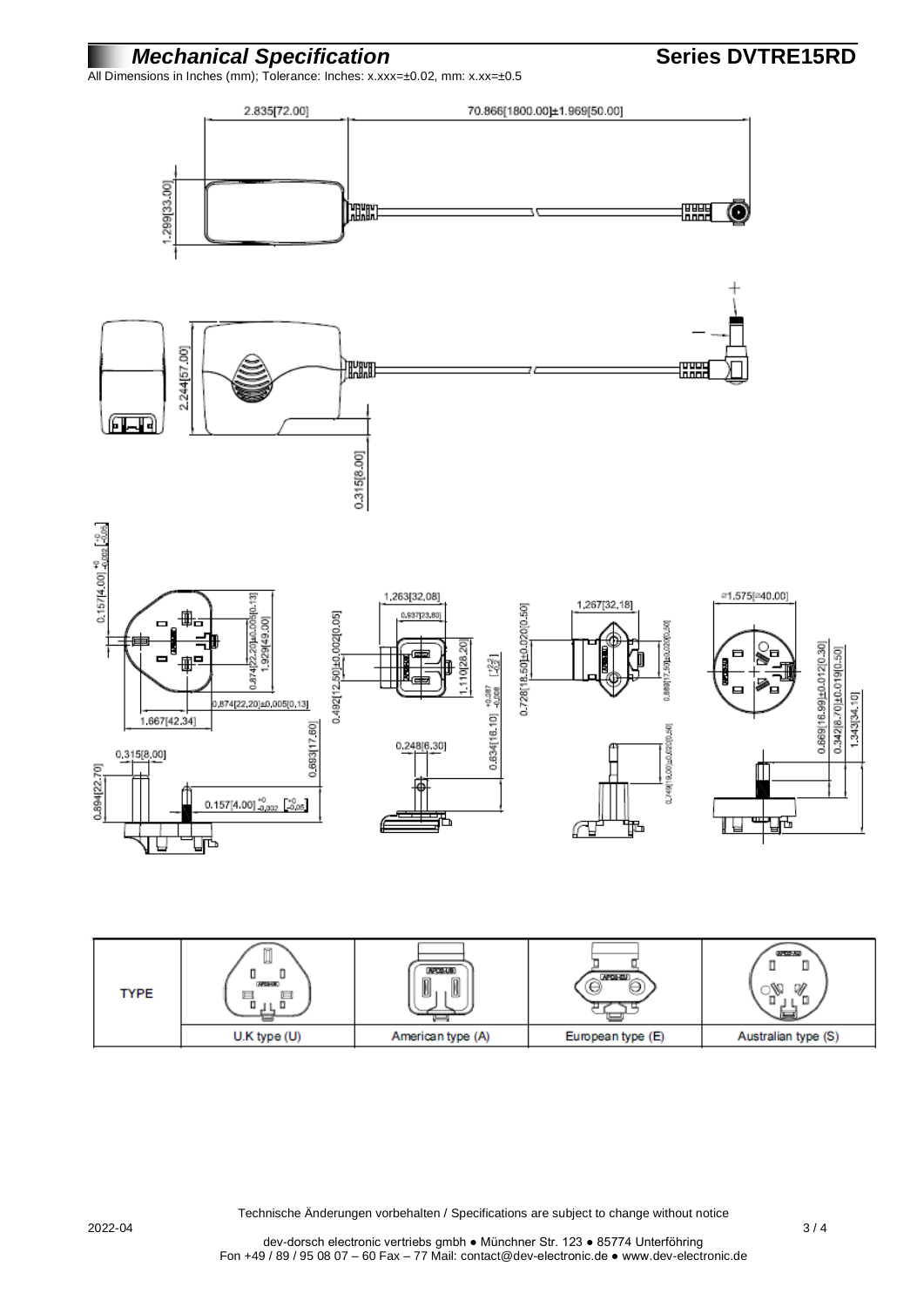# *Mechanical Specification* — Series DVTRE15RD

All Dimensions in Inches (mm); Tolerance: Inches: x.xxx=±0.02, mm: x.xx=±0.5

| TYPE | | | | |
|---|---|---|---|---|
| | U.K type (U) | American type (A) | European type (E) | Australian type (S) |

Technische Änderungen vorbehalten / Specifications are subject to change without notice

2022-04

dev-dorsch electronic vertriebs gmbh ● Münchner Str. 123 ● 85774 Unterföhring
Fon +49 / 89 / 95 08 07 – 60 Fax – 77 Mail: contact@dev-electronic.de ● www.dev-electronic.de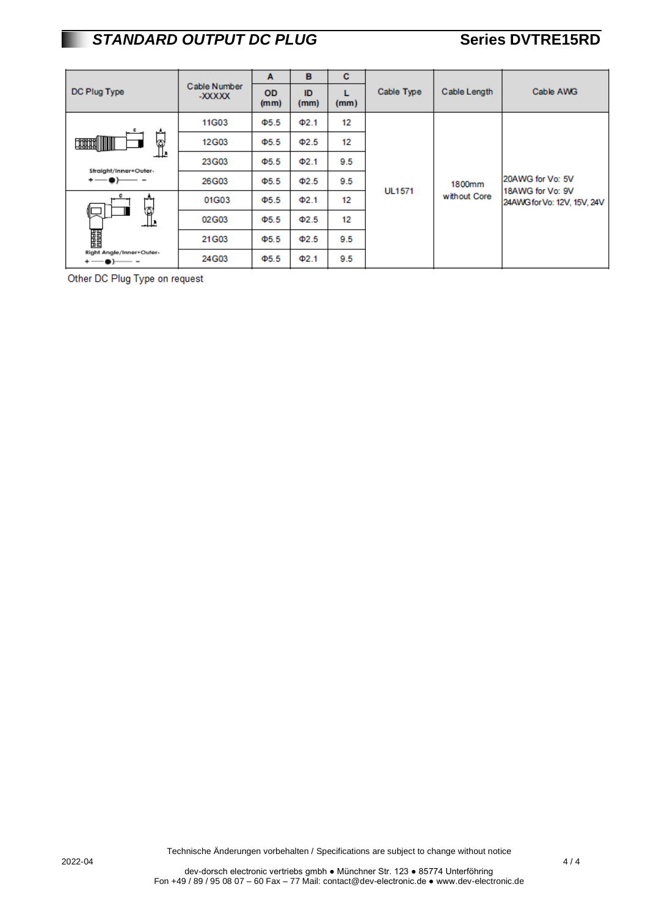# STANDARD OUTPUT DC PLUG

## Series DVTRE15RD

| DC Plug Type | Cable Number -XXXXX | A OD (mm) | B ID (mm) | C L (mm) | Cable Type | Cable Length | Cable AWG |
|---|---|---|---|---|---|---|---|
| Straight/Inner+Outer- | 11G03 | Φ5.5 | Φ2.1 | 12 | UL1571 | 1800mm without Core | 20AWG for Vo: 5V<br>18AWG for Vo: 9V<br>24AWG for Vo: 12V, 15V, 24V |
| | 12G03 | Φ5.5 | Φ2.5 | 12 | | | |
| | 23G03 | Φ5.5 | Φ2.1 | 9.5 | | | |
| | 26G03 | Φ5.5 | Φ2.5 | 9.5 | | | |
| Right Angle/Inner+Outer- | 01G03 | Φ5.5 | Φ2.1 | 12 | | | |
| | 02G03 | Φ5.5 | Φ2.5 | 12 | | | |
| | 21G03 | Φ5.5 | Φ2.5 | 9.5 | | | |
| | 24G03 | Φ5.5 | Φ2.1 | 9.5 | | | |

Other DC Plug Type on request

Technische Änderungen vorbehalten / Specifications are subject to change without notice

2022-04

dev-dorsch electronic vertriebs gmbh ● Münchner Str. 123 ● 85774 Unterföhring
Fon +49 / 89 / 95 08 07 – 60 Fax – 77 Mail: contact@dev-electronic.de ● www.dev-electronic.de